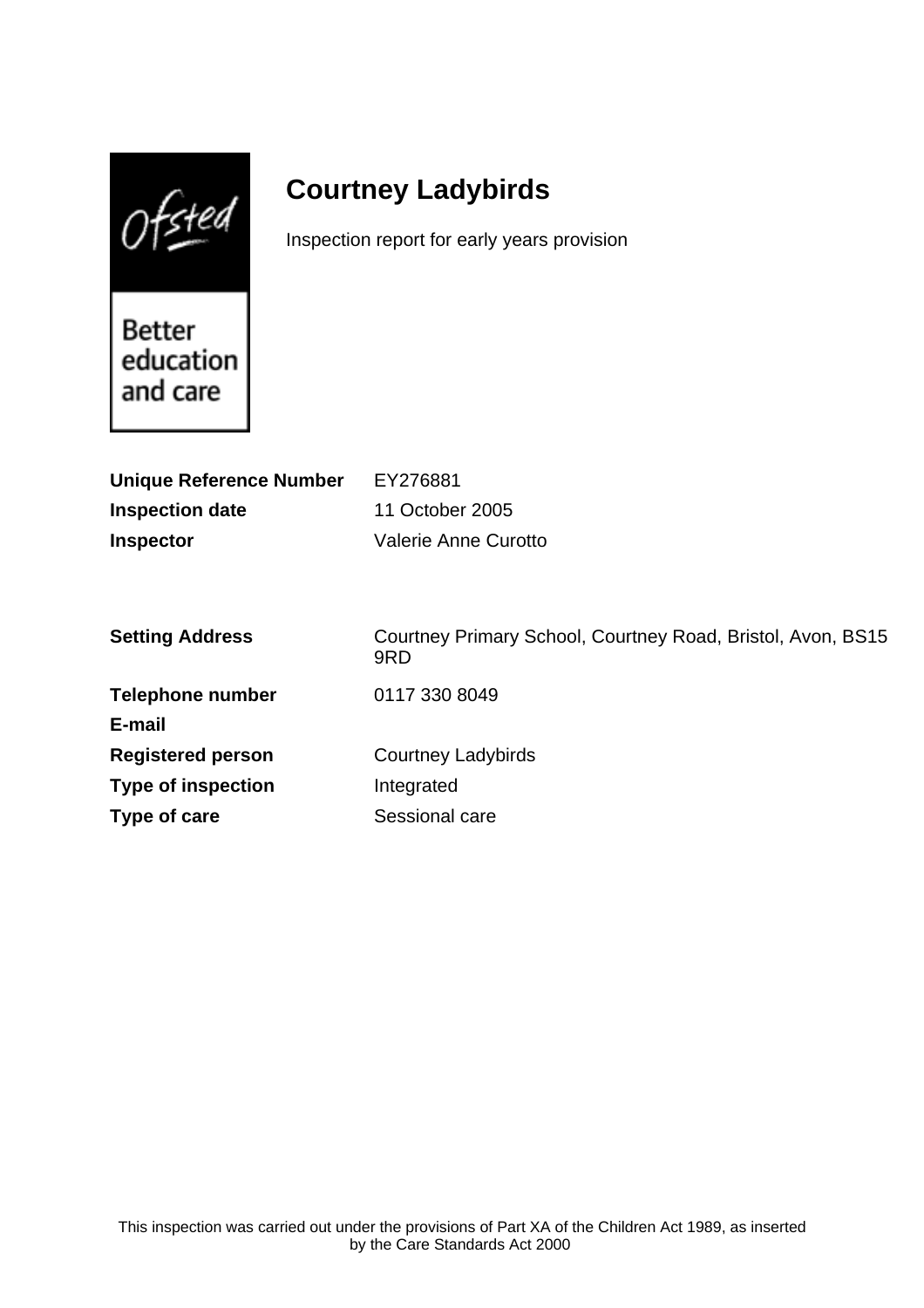# Courtney Ladybirds

Inspection report for early years provision

| | |
|---|---|
| **Unique Reference Number** | EY276881 |
| **Inspection date** | 11 October 2005 |
| **Inspector** | Valerie Anne Curotto |

| | |
|---|---|
| **Setting Address** | Courtney Primary School, Courtney Road, Bristol, Avon, BS15 9RD |
| **Telephone number** | 0117 330 8049 |
| **E-mail** | |
| **Registered person** | Courtney Ladybirds |
| **Type of inspection** | Integrated |
| **Type of care** | Sessional care |

This inspection was carried out under the provisions of Part XA of the Children Act 1989, as inserted by the Care Standards Act 2000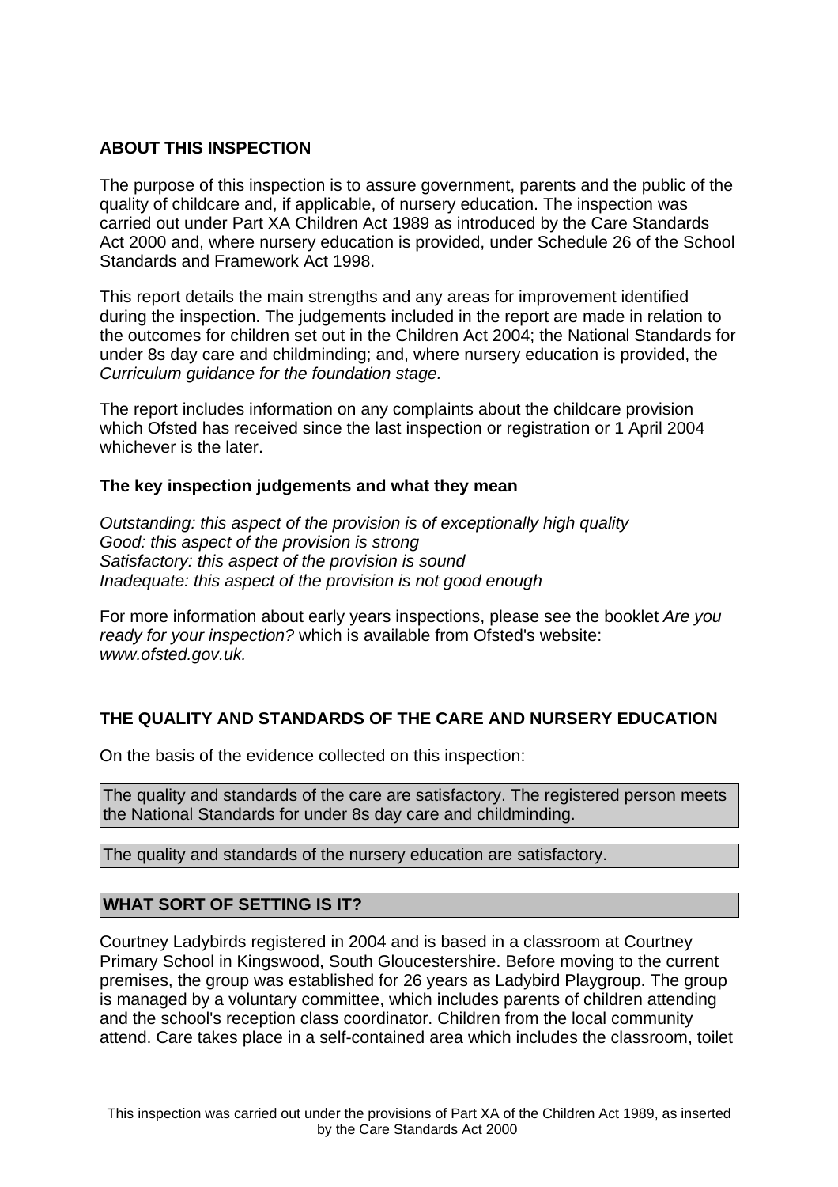## ABOUT THIS INSPECTION

The purpose of this inspection is to assure government, parents and the public of the quality of childcare and, if applicable, of nursery education. The inspection was carried out under Part XA Children Act 1989 as introduced by the Care Standards Act 2000 and, where nursery education is provided, under Schedule 26 of the School Standards and Framework Act 1998.

This report details the main strengths and any areas for improvement identified during the inspection. The judgements included in the report are made in relation to the outcomes for children set out in the Children Act 2004; the National Standards for under 8s day care and childminding; and, where nursery education is provided, the *Curriculum guidance for the foundation stage.*

The report includes information on any complaints about the childcare provision which Ofsted has received since the last inspection or registration or 1 April 2004 whichever is the later.

### The key inspection judgements and what they mean

*Outstanding: this aspect of the provision is of exceptionally high quality*
*Good: this aspect of the provision is strong*
*Satisfactory: this aspect of the provision is sound*
*Inadequate: this aspect of the provision is not good enough*

For more information about early years inspections, please see the booklet *Are you ready for your inspection?* which is available from Ofsted's website: *www.ofsted.gov.uk.*

## THE QUALITY AND STANDARDS OF THE CARE AND NURSERY EDUCATION

On the basis of the evidence collected on this inspection:

The quality and standards of the care are satisfactory. The registered person meets the National Standards for under 8s day care and childminding.

The quality and standards of the nursery education are satisfactory.

## WHAT SORT OF SETTING IS IT?

Courtney Ladybirds registered in 2004 and is based in a classroom at Courtney Primary School in Kingswood, South Gloucestershire. Before moving to the current premises, the group was established for 26 years as Ladybird Playgroup. The group is managed by a voluntary committee, which includes parents of children attending and the school's reception class coordinator. Children from the local community attend. Care takes place in a self-contained area which includes the classroom, toilet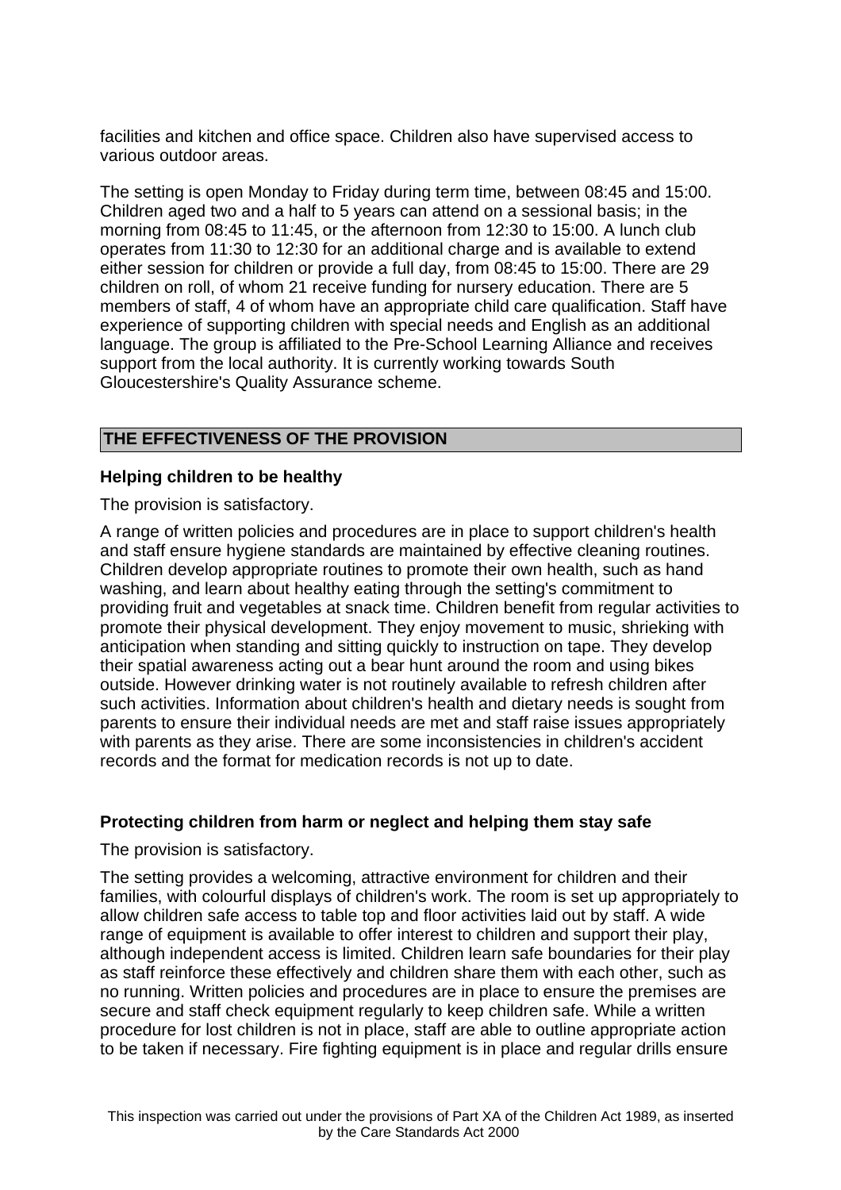facilities and kitchen and office space. Children also have supervised access to various outdoor areas.

The setting is open Monday to Friday during term time, between 08:45 and 15:00. Children aged two and a half to 5 years can attend on a sessional basis; in the morning from 08:45 to 11:45, or the afternoon from 12:30 to 15:00. A lunch club operates from 11:30 to 12:30 for an additional charge and is available to extend either session for children or provide a full day, from 08:45 to 15:00. There are 29 children on roll, of whom 21 receive funding for nursery education. There are 5 members of staff, 4 of whom have an appropriate child care qualification. Staff have experience of supporting children with special needs and English as an additional language. The group is affiliated to the Pre-School Learning Alliance and receives support from the local authority. It is currently working towards South Gloucestershire's Quality Assurance scheme.

## THE EFFECTIVENESS OF THE PROVISION

### Helping children to be healthy

The provision is satisfactory.

A range of written policies and procedures are in place to support children's health and staff ensure hygiene standards are maintained by effective cleaning routines. Children develop appropriate routines to promote their own health, such as hand washing, and learn about healthy eating through the setting's commitment to providing fruit and vegetables at snack time. Children benefit from regular activities to promote their physical development. They enjoy movement to music, shrieking with anticipation when standing and sitting quickly to instruction on tape. They develop their spatial awareness acting out a bear hunt around the room and using bikes outside. However drinking water is not routinely available to refresh children after such activities. Information about children's health and dietary needs is sought from parents to ensure their individual needs are met and staff raise issues appropriately with parents as they arise. There are some inconsistencies in children's accident records and the format for medication records is not up to date.

### Protecting children from harm or neglect and helping them stay safe

The provision is satisfactory.

The setting provides a welcoming, attractive environment for children and their families, with colourful displays of children's work. The room is set up appropriately to allow children safe access to table top and floor activities laid out by staff. A wide range of equipment is available to offer interest to children and support their play, although independent access is limited. Children learn safe boundaries for their play as staff reinforce these effectively and children share them with each other, such as no running. Written policies and procedures are in place to ensure the premises are secure and staff check equipment regularly to keep children safe. While a written procedure for lost children is not in place, staff are able to outline appropriate action to be taken if necessary. Fire fighting equipment is in place and regular drills ensure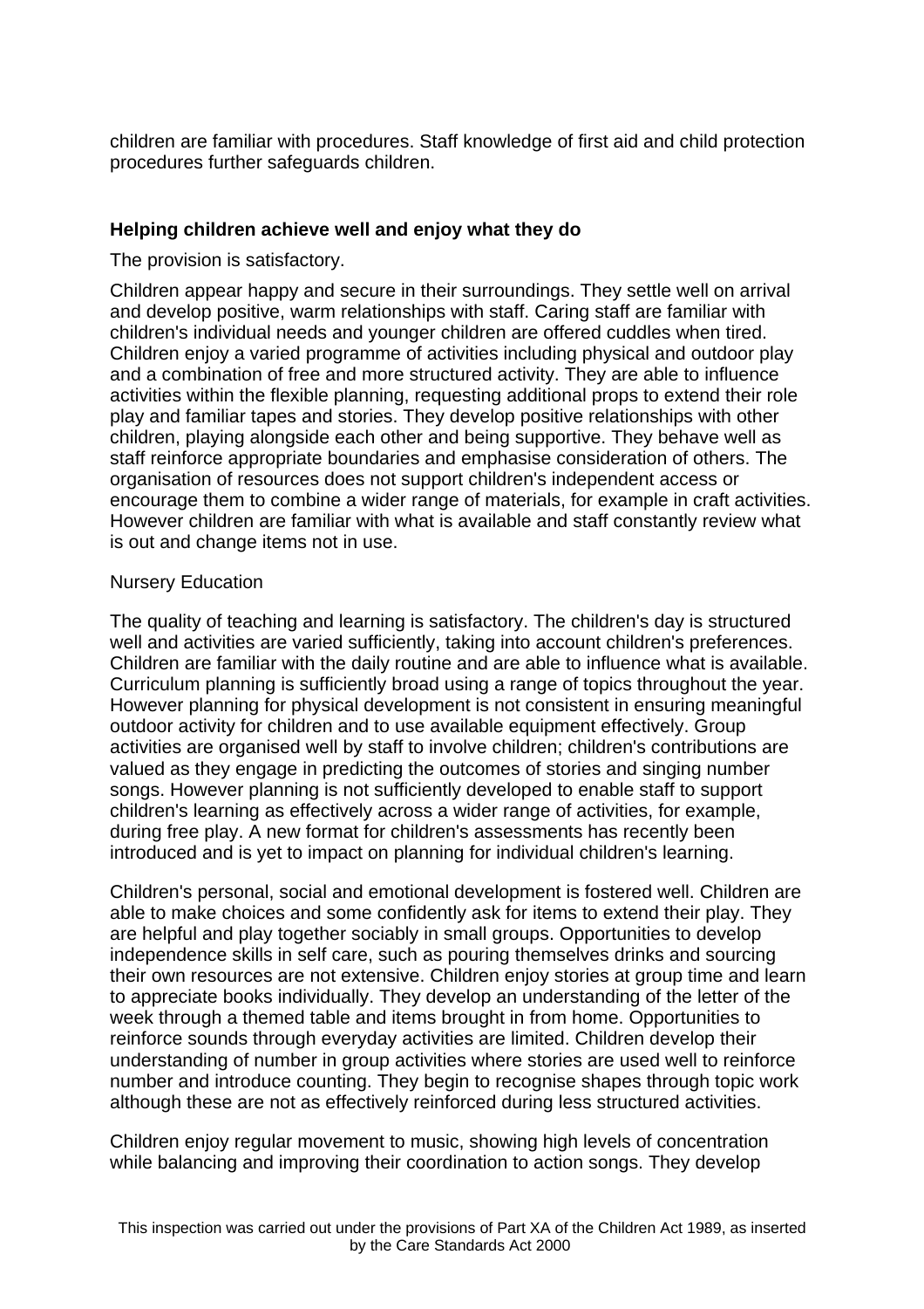children are familiar with procedures. Staff knowledge of first aid and child protection procedures further safeguards children.

### Helping children achieve well and enjoy what they do

The provision is satisfactory.

Children appear happy and secure in their surroundings. They settle well on arrival and develop positive, warm relationships with staff. Caring staff are familiar with children's individual needs and younger children are offered cuddles when tired. Children enjoy a varied programme of activities including physical and outdoor play and a combination of free and more structured activity. They are able to influence activities within the flexible planning, requesting additional props to extend their role play and familiar tapes and stories. They develop positive relationships with other children, playing alongside each other and being supportive. They behave well as staff reinforce appropriate boundaries and emphasise consideration of others. The organisation of resources does not support children's independent access or encourage them to combine a wider range of materials, for example in craft activities. However children are familiar with what is available and staff constantly review what is out and change items not in use.

Nursery Education

The quality of teaching and learning is satisfactory. The children's day is structured well and activities are varied sufficiently, taking into account children's preferences. Children are familiar with the daily routine and are able to influence what is available. Curriculum planning is sufficiently broad using a range of topics throughout the year. However planning for physical development is not consistent in ensuring meaningful outdoor activity for children and to use available equipment effectively. Group activities are organised well by staff to involve children; children's contributions are valued as they engage in predicting the outcomes of stories and singing number songs. However planning is not sufficiently developed to enable staff to support children's learning as effectively across a wider range of activities, for example, during free play. A new format for children's assessments has recently been introduced and is yet to impact on planning for individual children's learning.

Children's personal, social and emotional development is fostered well. Children are able to make choices and some confidently ask for items to extend their play. They are helpful and play together sociably in small groups. Opportunities to develop independence skills in self care, such as pouring themselves drinks and sourcing their own resources are not extensive. Children enjoy stories at group time and learn to appreciate books individually. They develop an understanding of the letter of the week through a themed table and items brought in from home. Opportunities to reinforce sounds through everyday activities are limited. Children develop their understanding of number in group activities where stories are used well to reinforce number and introduce counting. They begin to recognise shapes through topic work although these are not as effectively reinforced during less structured activities.

Children enjoy regular movement to music, showing high levels of concentration while balancing and improving their coordination to action songs. They develop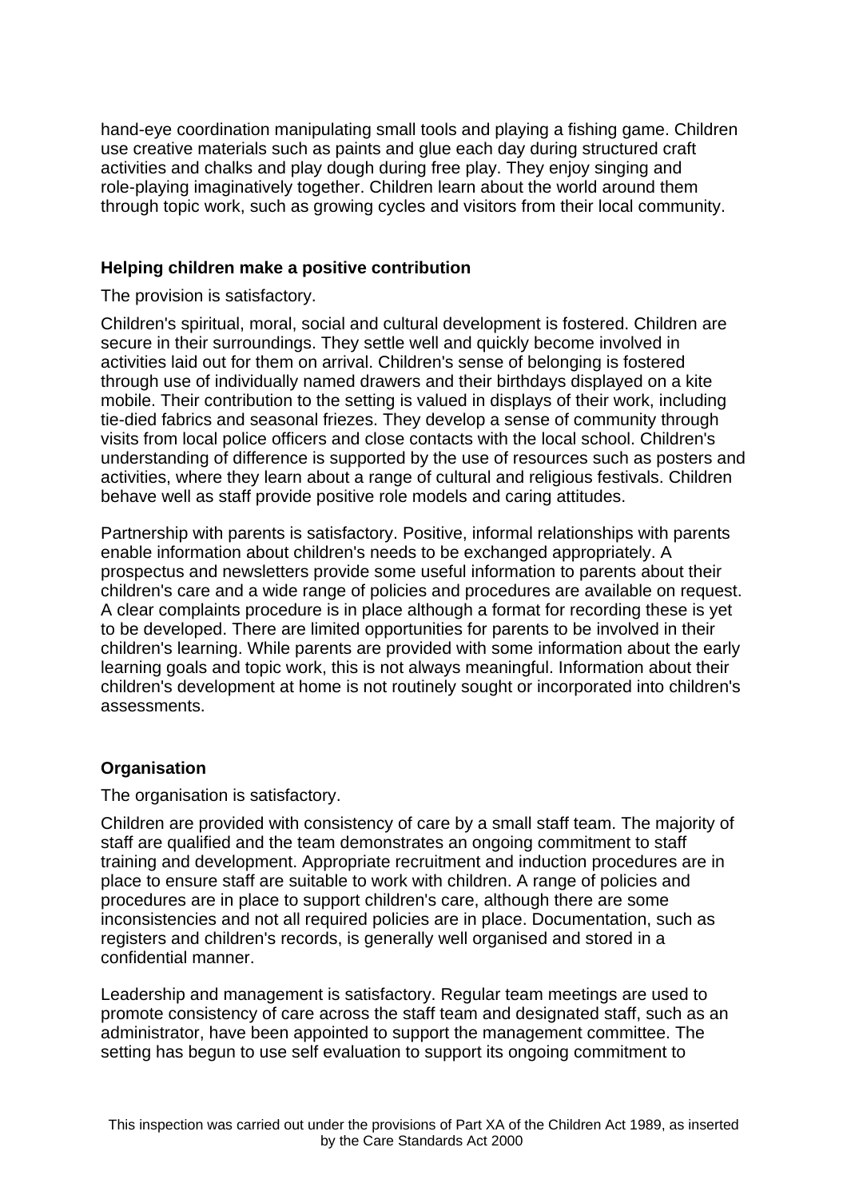hand-eye coordination manipulating small tools and playing a fishing game. Children use creative materials such as paints and glue each day during structured craft activities and chalks and play dough during free play. They enjoy singing and role-playing imaginatively together. Children learn about the world around them through topic work, such as growing cycles and visitors from their local community.

### Helping children make a positive contribution

The provision is satisfactory.

Children's spiritual, moral, social and cultural development is fostered. Children are secure in their surroundings. They settle well and quickly become involved in activities laid out for them on arrival. Children's sense of belonging is fostered through use of individually named drawers and their birthdays displayed on a kite mobile. Their contribution to the setting is valued in displays of their work, including tie-died fabrics and seasonal friezes. They develop a sense of community through visits from local police officers and close contacts with the local school. Children's understanding of difference is supported by the use of resources such as posters and activities, where they learn about a range of cultural and religious festivals. Children behave well as staff provide positive role models and caring attitudes.

Partnership with parents is satisfactory. Positive, informal relationships with parents enable information about children's needs to be exchanged appropriately. A prospectus and newsletters provide some useful information to parents about their children's care and a wide range of policies and procedures are available on request. A clear complaints procedure is in place although a format for recording these is yet to be developed. There are limited opportunities for parents to be involved in their children's learning. While parents are provided with some information about the early learning goals and topic work, this is not always meaningful. Information about their children's development at home is not routinely sought or incorporated into children's assessments.

### Organisation

The organisation is satisfactory.

Children are provided with consistency of care by a small staff team. The majority of staff are qualified and the team demonstrates an ongoing commitment to staff training and development. Appropriate recruitment and induction procedures are in place to ensure staff are suitable to work with children. A range of policies and procedures are in place to support children's care, although there are some inconsistencies and not all required policies are in place. Documentation, such as registers and children's records, is generally well organised and stored in a confidential manner.

Leadership and management is satisfactory. Regular team meetings are used to promote consistency of care across the staff team and designated staff, such as an administrator, have been appointed to support the management committee. The setting has begun to use self evaluation to support its ongoing commitment to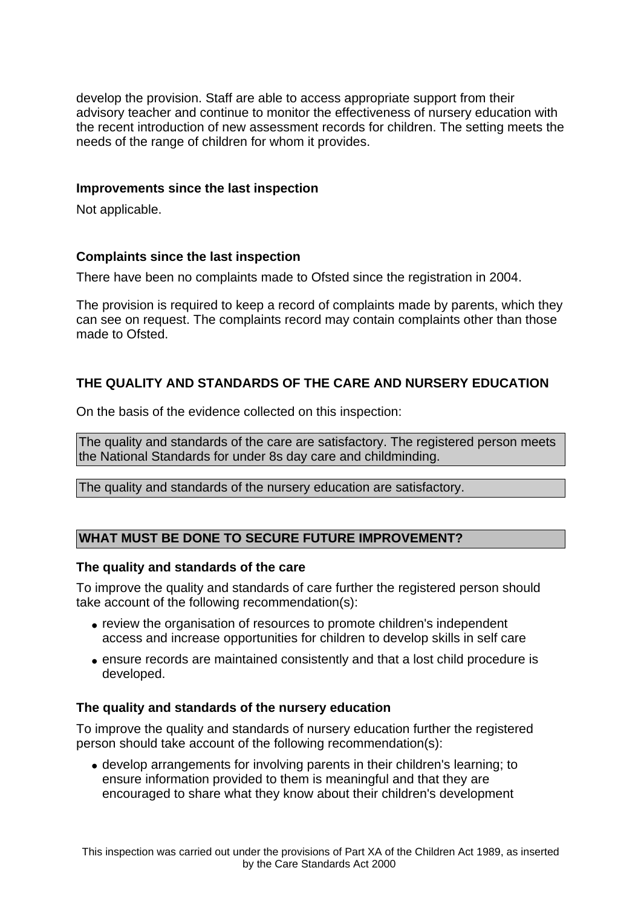develop the provision. Staff are able to access appropriate support from their advisory teacher and continue to monitor the effectiveness of nursery education with the recent introduction of new assessment records for children. The setting meets the needs of the range of children for whom it provides.

**Improvements since the last inspection**

Not applicable.

**Complaints since the last inspection**

There have been no complaints made to Ofsted since the registration in 2004.

The provision is required to keep a record of complaints made by parents, which they can see on request. The complaints record may contain complaints other than those made to Ofsted.

## THE QUALITY AND STANDARDS OF THE CARE AND NURSERY EDUCATION

On the basis of the evidence collected on this inspection:

The quality and standards of the care are satisfactory. The registered person meets the National Standards for under 8s day care and childminding.

The quality and standards of the nursery education are satisfactory.

## WHAT MUST BE DONE TO SECURE FUTURE IMPROVEMENT?

**The quality and standards of the care**

To improve the quality and standards of care further the registered person should take account of the following recommendation(s):

- review the organisation of resources to promote children's independent access and increase opportunities for children to develop skills in self care
- ensure records are maintained consistently and that a lost child procedure is developed.

**The quality and standards of the nursery education**

To improve the quality and standards of nursery education further the registered person should take account of the following recommendation(s):

- develop arrangements for involving parents in their children's learning; to ensure information provided to them is meaningful and that they are encouraged to share what they know about their children's development

This inspection was carried out under the provisions of Part XA of the Children Act 1989, as inserted by the Care Standards Act 2000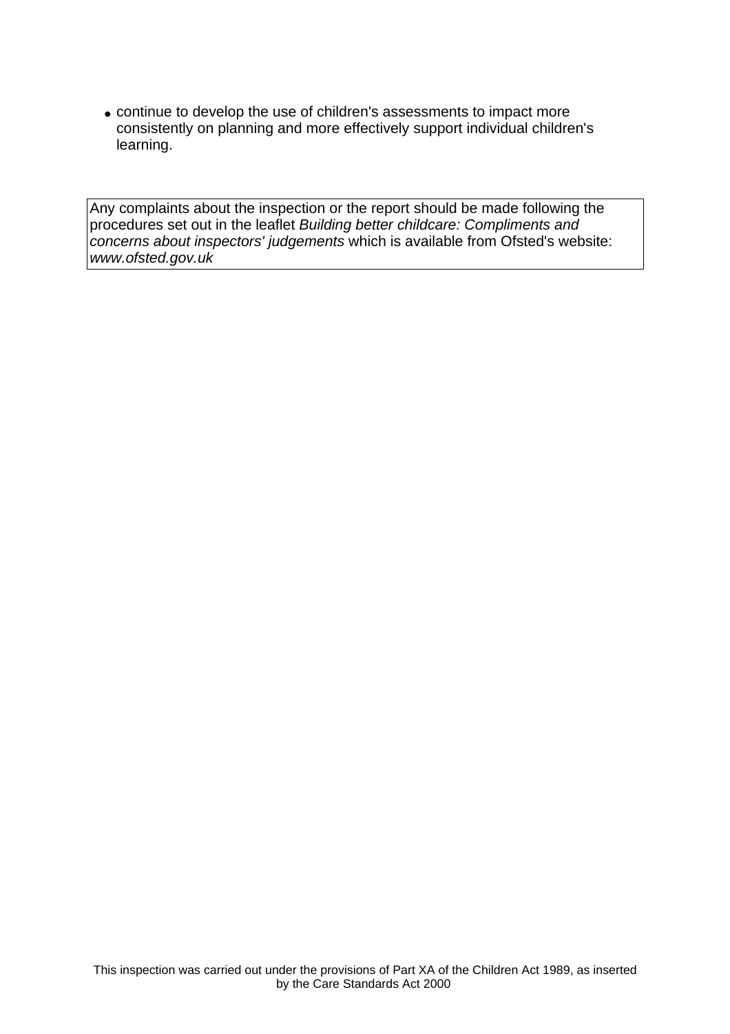- continue to develop the use of children's assessments to impact more consistently on planning and more effectively support individual children's learning.

Any complaints about the inspection or the report should be made following the procedures set out in the leaflet *Building better childcare: Compliments and concerns about inspectors' judgements* which is available from Ofsted's website: *www.ofsted.gov.uk*

This inspection was carried out under the provisions of Part XA of the Children Act 1989, as inserted by the Care Standards Act 2000